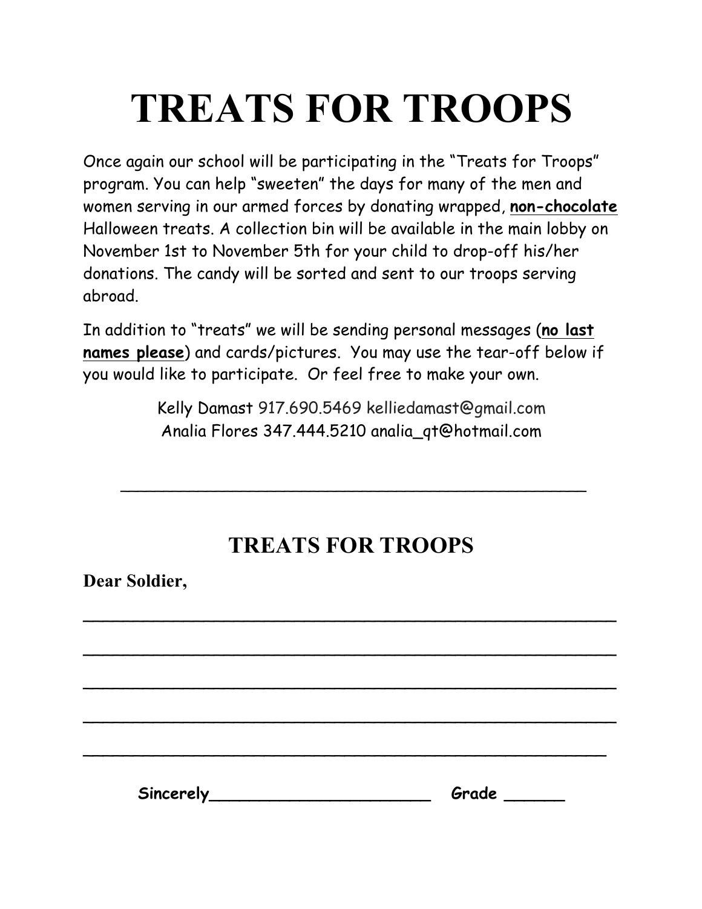# TREATS FOR TROOPS

Once again our school will be participating in the "Treats for Troops" program. You can help "sweeten" the days for many of the men and women serving in our armed forces by donating wrapped, **non-chocolate** Halloween treats. A collection bin will be available in the main lobby on November 1st to November 5th for your child to drop-off his/her donations. The candy will be sorted and sent to our troops serving abroad.

In addition to "treats" we will be sending personal messages (**no last names please**) and cards/pictures. You may use the tear-off below if you would like to participate. Or feel free to make your own.

Kelly Damast 917.690.5469 kelliedamast@gmail.com
Analia Flores 347.444.5210 analia_qt@hotmail.com

---

## TREATS FOR TROOPS

**Dear Soldier,**

_______________________________________________

_______________________________________________

_______________________________________________

_______________________________________________

_______________________________________________

**Sincerely**______________________ **Grade** ______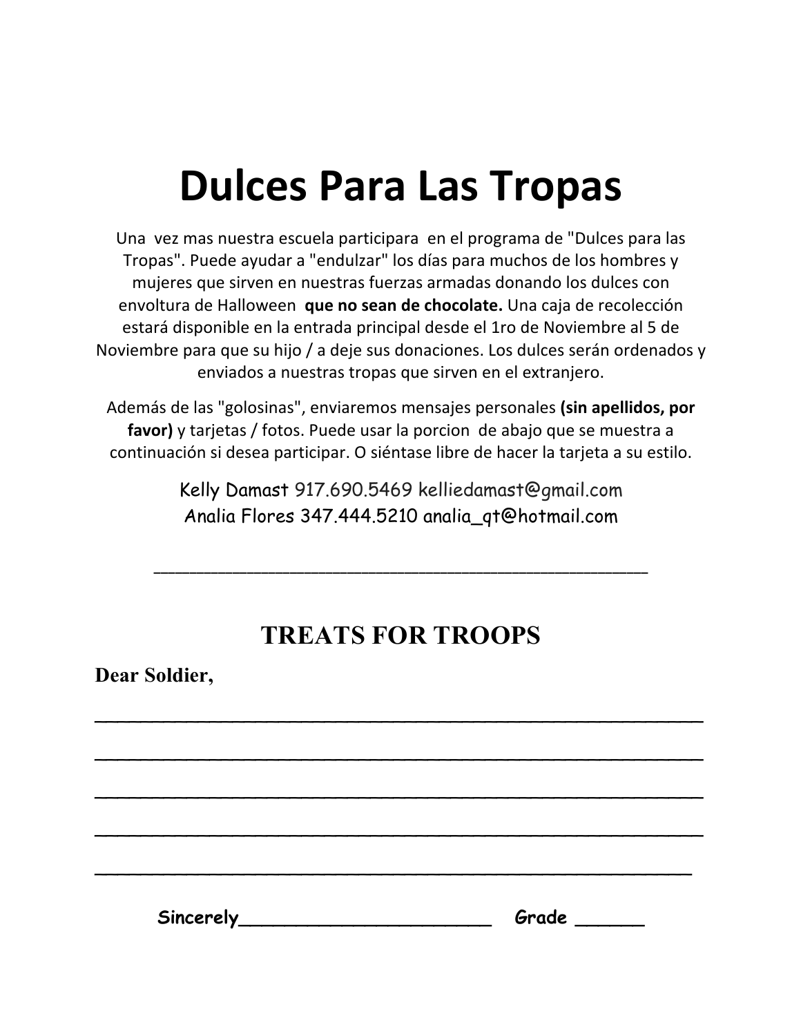# Dulces Para Las Tropas

Una vez mas nuestra escuela participara en el programa de "Dulces para las Tropas". Puede ayudar a "endulzar" los días para muchos de los hombres y mujeres que sirven en nuestras fuerzas armadas donando los dulces con envoltura de Halloween **que no sean de chocolate.** Una caja de recolección estará disponible en la entrada principal desde el 1ro de Noviembre al 5 de Noviembre para que su hijo / a deje sus donaciones. Los dulces serán ordenados y enviados a nuestras tropas que sirven en el extranjero.

Además de las "golosinas", enviaremos mensajes personales **(sin apellidos, por favor)** y tarjetas / fotos. Puede usar la porcion de abajo que se muestra a continuación si desea participar. O siéntase libre de hacer la tarjeta a su estilo.

Kelly Damast 917.690.5469 kelliedamast@gmail.com
Analia Flores 347.444.5210 analia_qt@hotmail.com

_______________________________________________________

## TREATS FOR TROOPS

**Dear Soldier,**

_______________________________________________________

_______________________________________________________

_______________________________________________________

_______________________________________________________

_______________________________________________________

**Sincerely**_______________________ **Grade** ______